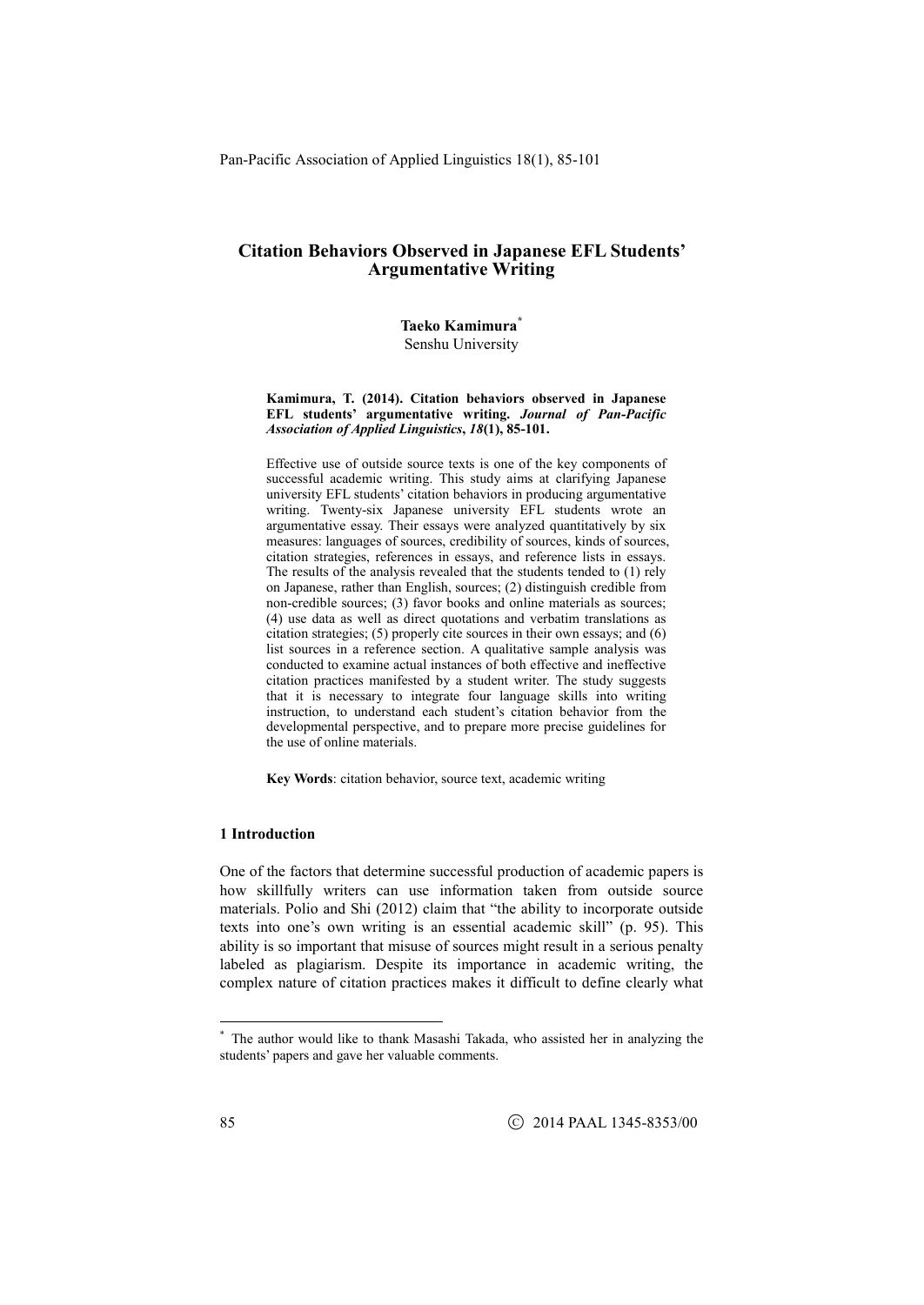# Citation Behaviors Observed in Japanese EFL Students' Argumentative Writing

**Taeko Kamimura**[*]
Senshu University

**Kamimura, T. (2014). Citation behaviors observed in Japanese EFL students' argumentative writing. *Journal of Pan-Pacific Association of Applied Linguistics*, *18*(1), 85-101.**

Effective use of outside source texts is one of the key components of successful academic writing. This study aims at clarifying Japanese university EFL students' citation behaviors in producing argumentative writing. Twenty-six Japanese university EFL students wrote an argumentative essay. Their essays were analyzed quantitatively by six measures: languages of sources, credibility of sources, kinds of sources, citation strategies, references in essays, and reference lists in essays. The results of the analysis revealed that the students tended to (1) rely on Japanese, rather than English, sources; (2) distinguish credible from non-credible sources; (3) favor books and online materials as sources; (4) use data as well as direct quotations and verbatim translations as citation strategies; (5) properly cite sources in their own essays; and (6) list sources in a reference section. A qualitative sample analysis was conducted to examine actual instances of both effective and ineffective citation practices manifested by a student writer. The study suggests that it is necessary to integrate four language skills into writing instruction, to understand each student's citation behavior from the developmental perspective, and to prepare more precise guidelines for the use of online materials.

**Key Words**: citation behavior, source text, academic writing

## 1 Introduction

One of the factors that determine successful production of academic papers is how skillfully writers can use information taken from outside source materials. Polio and Shi (2012) claim that "the ability to incorporate outside texts into one's own writing is an essential academic skill" (p. 95). This ability is so important that misuse of sources might result in a serious penalty labeled as plagiarism. Despite its importance in academic writing, the complex nature of citation practices makes it difficult to define clearly what

---

[*] The author would like to thank Masashi Takada, who assisted her in analyzing the students' papers and gave her valuable comments.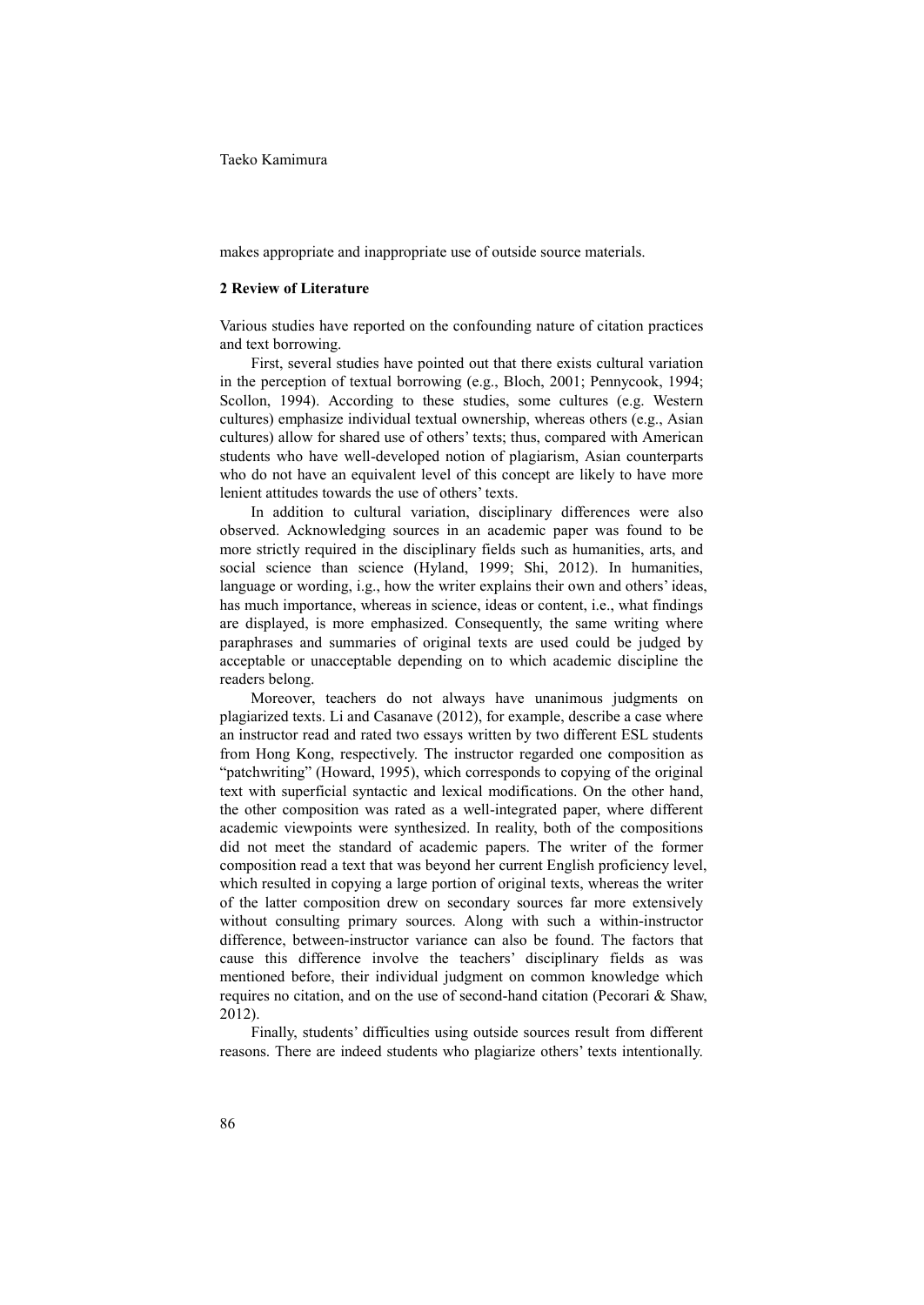makes appropriate and inappropriate use of outside source materials.

## 2 Review of Literature

Various studies have reported on the confounding nature of citation practices and text borrowing.

First, several studies have pointed out that there exists cultural variation in the perception of textual borrowing (e.g., Bloch, 2001; Pennycook, 1994; Scollon, 1994). According to these studies, some cultures (e.g. Western cultures) emphasize individual textual ownership, whereas others (e.g., Asian cultures) allow for shared use of others' texts; thus, compared with American students who have well-developed notion of plagiarism, Asian counterparts who do not have an equivalent level of this concept are likely to have more lenient attitudes towards the use of others' texts.

In addition to cultural variation, disciplinary differences were also observed. Acknowledging sources in an academic paper was found to be more strictly required in the disciplinary fields such as humanities, arts, and social science than science (Hyland, 1999; Shi, 2012). In humanities, language or wording, i.e., how the writer explains their own and others' ideas, has much importance, whereas in science, ideas or content, i.e., what findings are displayed, is more emphasized. Consequently, the same writing where paraphrases and summaries of original texts are used could be judged by acceptable or unacceptable depending on to which academic discipline the readers belong.

Moreover, teachers do not always have unanimous judgments on plagiarized texts. Li and Casanave (2012), for example, describe a case where an instructor read and rated two essays written by two different ESL students from Hong Kong, respectively. The instructor regarded one composition as "patchwriting" (Howard, 1995), which corresponds to copying of the original text with superficial syntactic and lexical modifications. On the other hand, the other composition was rated as a well-integrated paper, where different academic viewpoints were synthesized. In reality, both of the compositions did not meet the standard of academic papers. The writer of the former composition read a text that was beyond her current English proficiency level, which resulted in copying a large portion of original texts, whereas the writer of the latter composition drew on secondary sources far more extensively without consulting primary sources. Along with such a within-instructor difference, between-instructor variance can also be found. The factors that cause this difference involve the teachers' disciplinary fields as was mentioned before, their individual judgment on common knowledge which requires no citation, and on the use of second-hand citation (Pecorari & Shaw, 2012).

Finally, students' difficulties using outside sources result from different reasons. There are indeed students who plagiarize others' texts intentionally.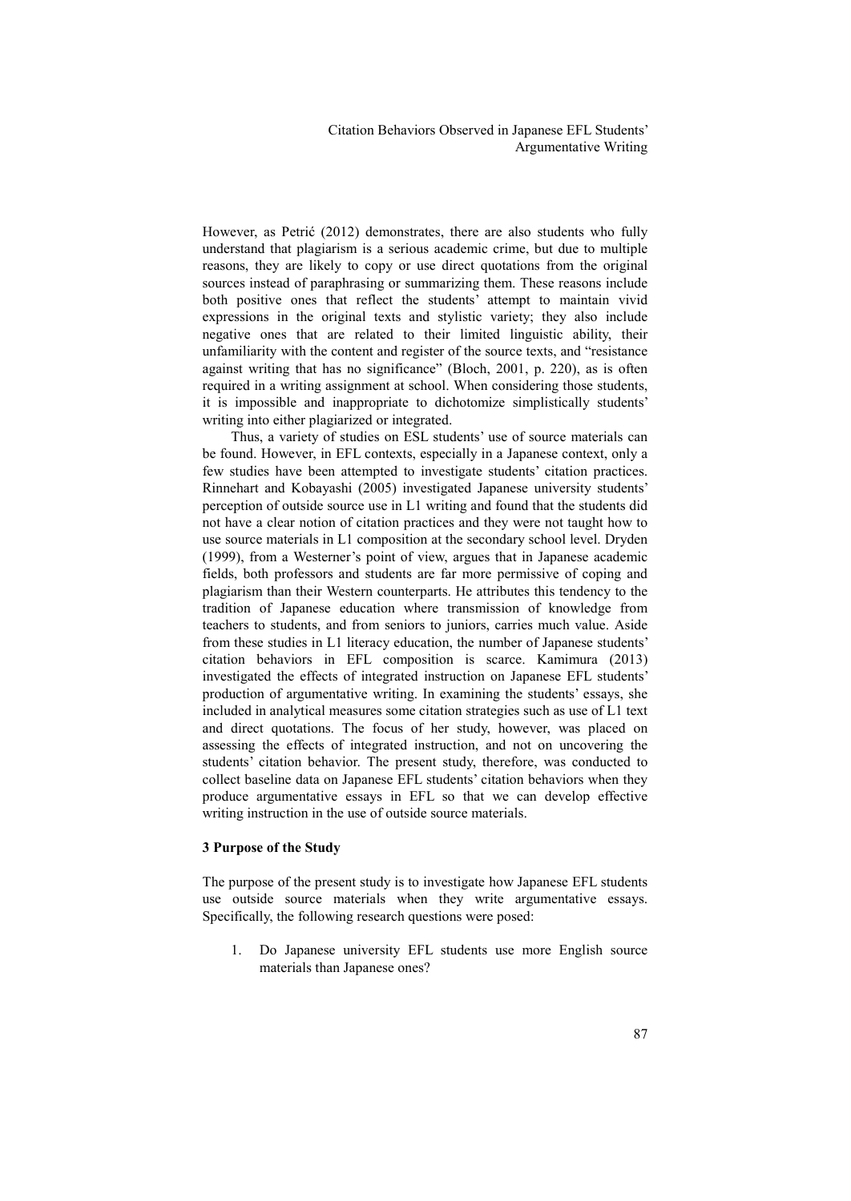However, as Petrić (2012) demonstrates, there are also students who fully understand that plagiarism is a serious academic crime, but due to multiple reasons, they are likely to copy or use direct quotations from the original sources instead of paraphrasing or summarizing them. These reasons include both positive ones that reflect the students' attempt to maintain vivid expressions in the original texts and stylistic variety; they also include negative ones that are related to their limited linguistic ability, their unfamiliarity with the content and register of the source texts, and "resistance against writing that has no significance" (Bloch, 2001, p. 220), as is often required in a writing assignment at school. When considering those students, it is impossible and inappropriate to dichotomize simplistically students' writing into either plagiarized or integrated.

Thus, a variety of studies on ESL students' use of source materials can be found. However, in EFL contexts, especially in a Japanese context, only a few studies have been attempted to investigate students' citation practices. Rinnehart and Kobayashi (2005) investigated Japanese university students' perception of outside source use in L1 writing and found that the students did not have a clear notion of citation practices and they were not taught how to use source materials in L1 composition at the secondary school level. Dryden (1999), from a Westerner's point of view, argues that in Japanese academic fields, both professors and students are far more permissive of coping and plagiarism than their Western counterparts. He attributes this tendency to the tradition of Japanese education where transmission of knowledge from teachers to students, and from seniors to juniors, carries much value. Aside from these studies in L1 literacy education, the number of Japanese students' citation behaviors in EFL composition is scarce. Kamimura (2013) investigated the effects of integrated instruction on Japanese EFL students' production of argumentative writing. In examining the students' essays, she included in analytical measures some citation strategies such as use of L1 text and direct quotations. The focus of her study, however, was placed on assessing the effects of integrated instruction, and not on uncovering the students' citation behavior. The present study, therefore, was conducted to collect baseline data on Japanese EFL students' citation behaviors when they produce argumentative essays in EFL so that we can develop effective writing instruction in the use of outside source materials.

## 3 Purpose of the Study

The purpose of the present study is to investigate how Japanese EFL students use outside source materials when they write argumentative essays. Specifically, the following research questions were posed:

1. Do Japanese university EFL students use more English source materials than Japanese ones?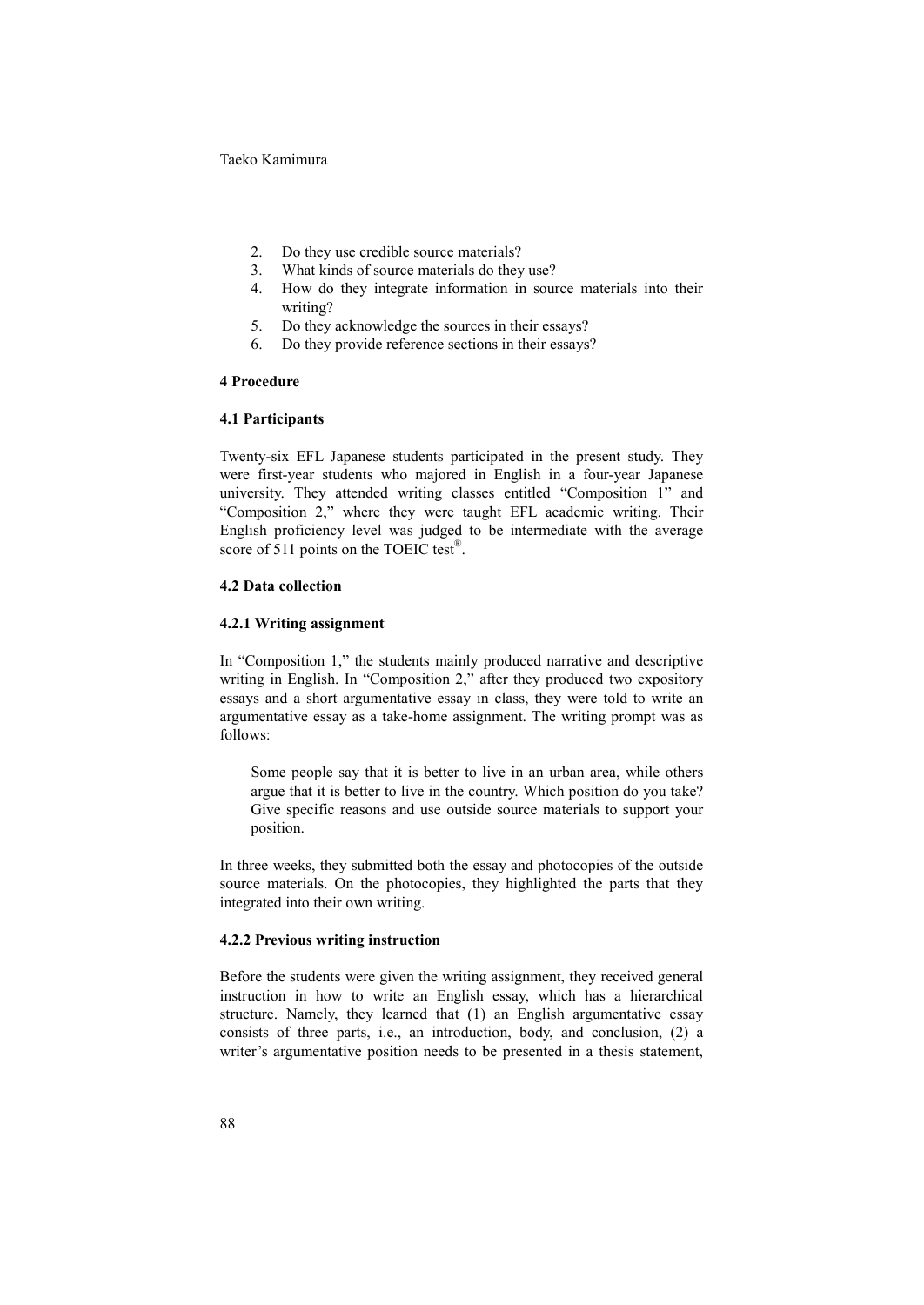2. Do they use credible source materials?
3. What kinds of source materials do they use?
4. How do they integrate information in source materials into their writing?
5. Do they acknowledge the sources in their essays?
6. Do they provide reference sections in their essays?

## 4 Procedure

### 4.1 Participants

Twenty-six EFL Japanese students participated in the present study. They were first-year students who majored in English in a four-year Japanese university. They attended writing classes entitled "Composition 1" and "Composition 2," where they were taught EFL academic writing. Their English proficiency level was judged to be intermediate with the average score of 511 points on the TOEIC test®.

### 4.2 Data collection

#### 4.2.1 Writing assignment

In "Composition 1," the students mainly produced narrative and descriptive writing in English. In "Composition 2," after they produced two expository essays and a short argumentative essay in class, they were told to write an argumentative essay as a take-home assignment. The writing prompt was as follows:

> Some people say that it is better to live in an urban area, while others argue that it is better to live in the country. Which position do you take? Give specific reasons and use outside source materials to support your position.

In three weeks, they submitted both the essay and photocopies of the outside source materials. On the photocopies, they highlighted the parts that they integrated into their own writing.

#### 4.2.2 Previous writing instruction

Before the students were given the writing assignment, they received general instruction in how to write an English essay, which has a hierarchical structure. Namely, they learned that (1) an English argumentative essay consists of three parts, i.e., an introduction, body, and conclusion, (2) a writer's argumentative position needs to be presented in a thesis statement,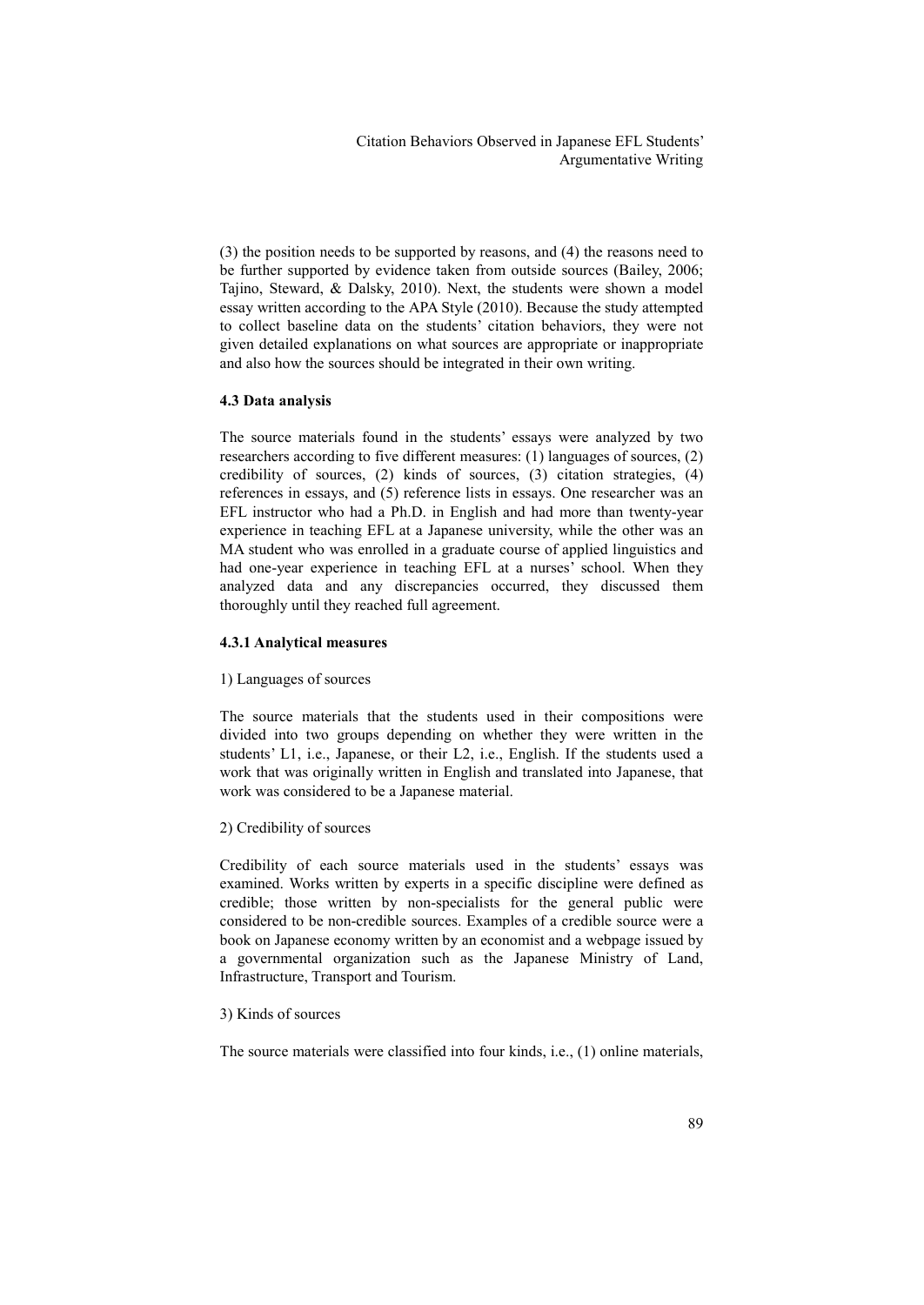(3) the position needs to be supported by reasons, and (4) the reasons need to be further supported by evidence taken from outside sources (Bailey, 2006; Tajino, Steward, & Dalsky, 2010). Next, the students were shown a model essay written according to the APA Style (2010). Because the study attempted to collect baseline data on the students' citation behaviors, they were not given detailed explanations on what sources are appropriate or inappropriate and also how the sources should be integrated in their own writing.

### 4.3 Data analysis

The source materials found in the students' essays were analyzed by two researchers according to five different measures: (1) languages of sources, (2) credibility of sources, (2) kinds of sources, (3) citation strategies, (4) references in essays, and (5) reference lists in essays. One researcher was an EFL instructor who had a Ph.D. in English and had more than twenty-year experience in teaching EFL at a Japanese university, while the other was an MA student who was enrolled in a graduate course of applied linguistics and had one-year experience in teaching EFL at a nurses' school. When they analyzed data and any discrepancies occurred, they discussed them thoroughly until they reached full agreement.

#### 4.3.1 Analytical measures

1) Languages of sources

The source materials that the students used in their compositions were divided into two groups depending on whether they were written in the students' L1, i.e., Japanese, or their L2, i.e., English. If the students used a work that was originally written in English and translated into Japanese, that work was considered to be a Japanese material.

2) Credibility of sources

Credibility of each source materials used in the students' essays was examined. Works written by experts in a specific discipline were defined as credible; those written by non-specialists for the general public were considered to be non-credible sources. Examples of a credible source were a book on Japanese economy written by an economist and a webpage issued by a governmental organization such as the Japanese Ministry of Land, Infrastructure, Transport and Tourism.

3) Kinds of sources

The source materials were classified into four kinds, i.e., (1) online materials,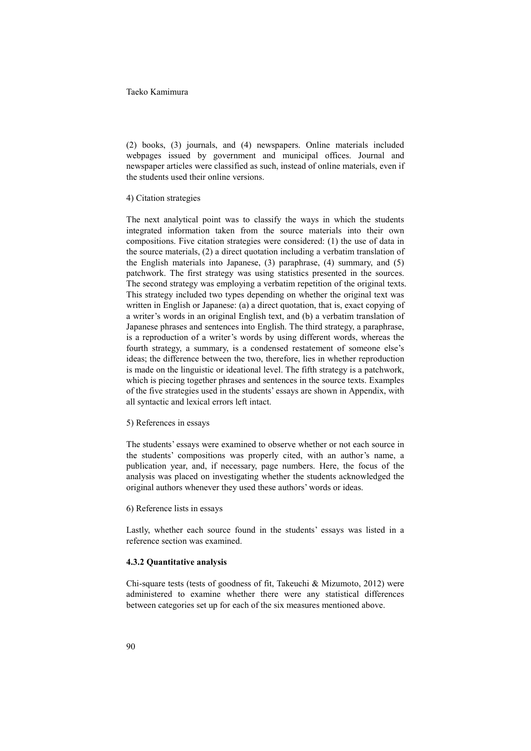(2) books, (3) journals, and (4) newspapers. Online materials included webpages issued by government and municipal offices. Journal and newspaper articles were classified as such, instead of online materials, even if the students used their online versions.

4) Citation strategies

The next analytical point was to classify the ways in which the students integrated information taken from the source materials into their own compositions. Five citation strategies were considered: (1) the use of data in the source materials, (2) a direct quotation including a verbatim translation of the English materials into Japanese, (3) paraphrase, (4) summary, and (5) patchwork. The first strategy was using statistics presented in the sources. The second strategy was employing a verbatim repetition of the original texts. This strategy included two types depending on whether the original text was written in English or Japanese: (a) a direct quotation, that is, exact copying of a writer's words in an original English text, and (b) a verbatim translation of Japanese phrases and sentences into English. The third strategy, a paraphrase, is a reproduction of a writer's words by using different words, whereas the fourth strategy, a summary, is a condensed restatement of someone else's ideas; the difference between the two, therefore, lies in whether reproduction is made on the linguistic or ideational level. The fifth strategy is a patchwork, which is piecing together phrases and sentences in the source texts. Examples of the five strategies used in the students' essays are shown in Appendix, with all syntactic and lexical errors left intact.

5) References in essays

The students' essays were examined to observe whether or not each source in the students' compositions was properly cited, with an author's name, a publication year, and, if necessary, page numbers. Here, the focus of the analysis was placed on investigating whether the students acknowledged the original authors whenever they used these authors' words or ideas.

6) Reference lists in essays

Lastly, whether each source found in the students' essays was listed in a reference section was examined.

#### 4.3.2 Quantitative analysis

Chi-square tests (tests of goodness of fit, Takeuchi & Mizumoto, 2012) were administered to examine whether there were any statistical differences between categories set up for each of the six measures mentioned above.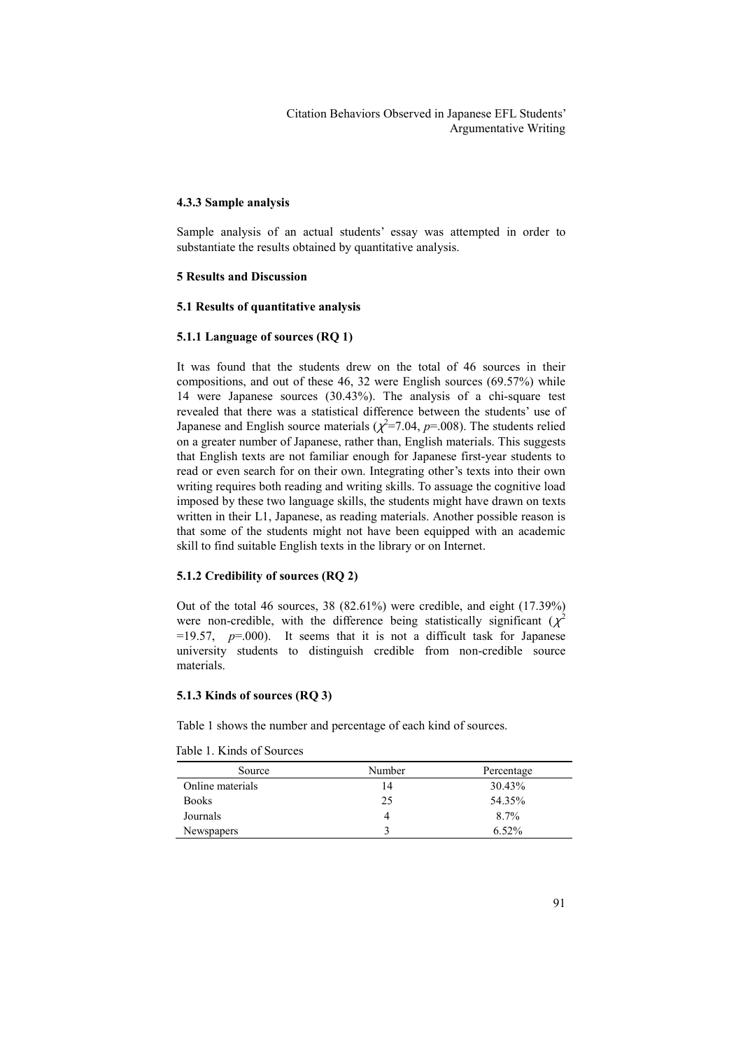#### 4.3.3 Sample analysis

Sample analysis of an actual students' essay was attempted in order to substantiate the results obtained by quantitative analysis.

## 5 Results and Discussion

### 5.1 Results of quantitative analysis

#### 5.1.1 Language of sources (RQ 1)

It was found that the students drew on the total of 46 sources in their compositions, and out of these 46, 32 were English sources (69.57%) while 14 were Japanese sources (30.43%). The analysis of a chi-square test revealed that there was a statistical difference between the students' use of Japanese and English source materials ($\chi^2$=7.04, $p$=.008). The students relied on a greater number of Japanese, rather than, English materials. This suggests that English texts are not familiar enough for Japanese first-year students to read or even search for on their own. Integrating other's texts into their own writing requires both reading and writing skills. To assuage the cognitive load imposed by these two language skills, the students might have drawn on texts written in their L1, Japanese, as reading materials. Another possible reason is that some of the students might not have been equipped with an academic skill to find suitable English texts in the library or on Internet.

#### 5.1.2 Credibility of sources (RQ 2)

Out of the total 46 sources, 38 (82.61%) were credible, and eight (17.39%) were non-credible, with the difference being statistically significant ($\chi^2$ =19.57, $p$=.000). It seems that it is not a difficult task for Japanese university students to distinguish credible from non-credible source materials.

#### 5.1.3 Kinds of sources (RQ 3)

Table 1 shows the number and percentage of each kind of sources.

Table 1. Kinds of Sources

| Source | Number | Percentage |
|---|---|---|
| Online materials | 14 | 30.43% |
| Books | 25 | 54.35% |
| Journals | 4 | 8.7% |
| Newspapers | 3 | 6.52% |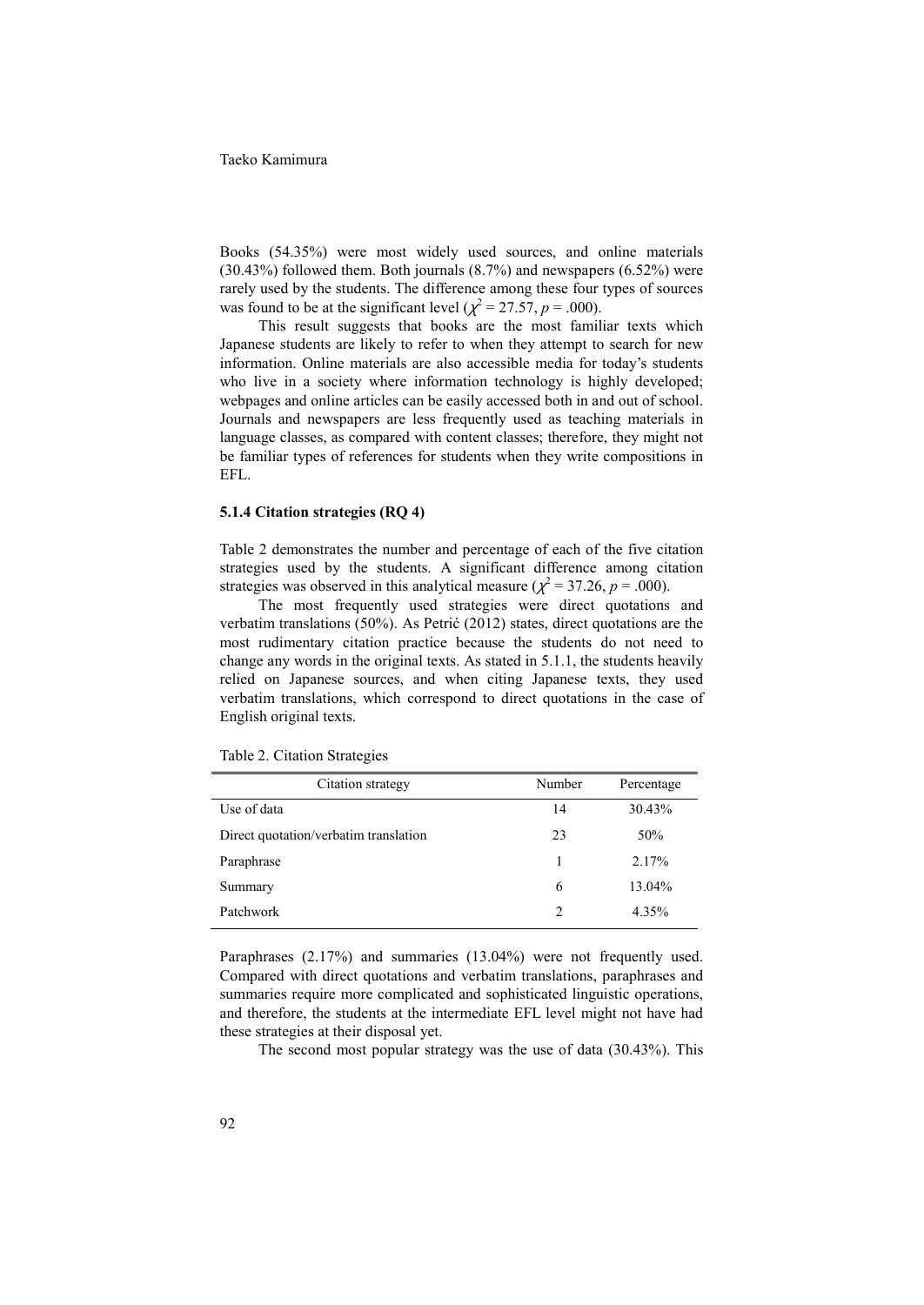Books (54.35%) were most widely used sources, and online materials (30.43%) followed them. Both journals (8.7%) and newspapers (6.52%) were rarely used by the students. The difference among these four types of sources was found to be at the significant level ($\chi^2 = 27.57$, $p = .000$).

This result suggests that books are the most familiar texts which Japanese students are likely to refer to when they attempt to search for new information. Online materials are also accessible media for today's students who live in a society where information technology is highly developed; webpages and online articles can be easily accessed both in and out of school. Journals and newspapers are less frequently used as teaching materials in language classes, as compared with content classes; therefore, they might not be familiar types of references for students when they write compositions in EFL.

#### 5.1.4 Citation strategies (RQ 4)

Table 2 demonstrates the number and percentage of each of the five citation strategies used by the students. A significant difference among citation strategies was observed in this analytical measure ($\chi^2 = 37.26$, $p = .000$).

The most frequently used strategies were direct quotations and verbatim translations (50%). As Petrić (2012) states, direct quotations are the most rudimentary citation practice because the students do not need to change any words in the original texts. As stated in 5.1.1, the students heavily relied on Japanese sources, and when citing Japanese texts, they used verbatim translations, which correspond to direct quotations in the case of English original texts.

Table 2. Citation Strategies

| Citation strategy | Number | Percentage |
|---|---|---|
| Use of data | 14 | 30.43% |
| Direct quotation/verbatim translation | 23 | 50% |
| Paraphrase | 1 | 2.17% |
| Summary | 6 | 13.04% |
| Patchwork | 2 | 4.35% |

Paraphrases (2.17%) and summaries (13.04%) were not frequently used. Compared with direct quotations and verbatim translations, paraphrases and summaries require more complicated and sophisticated linguistic operations, and therefore, the students at the intermediate EFL level might not have had these strategies at their disposal yet.

The second most popular strategy was the use of data (30.43%). This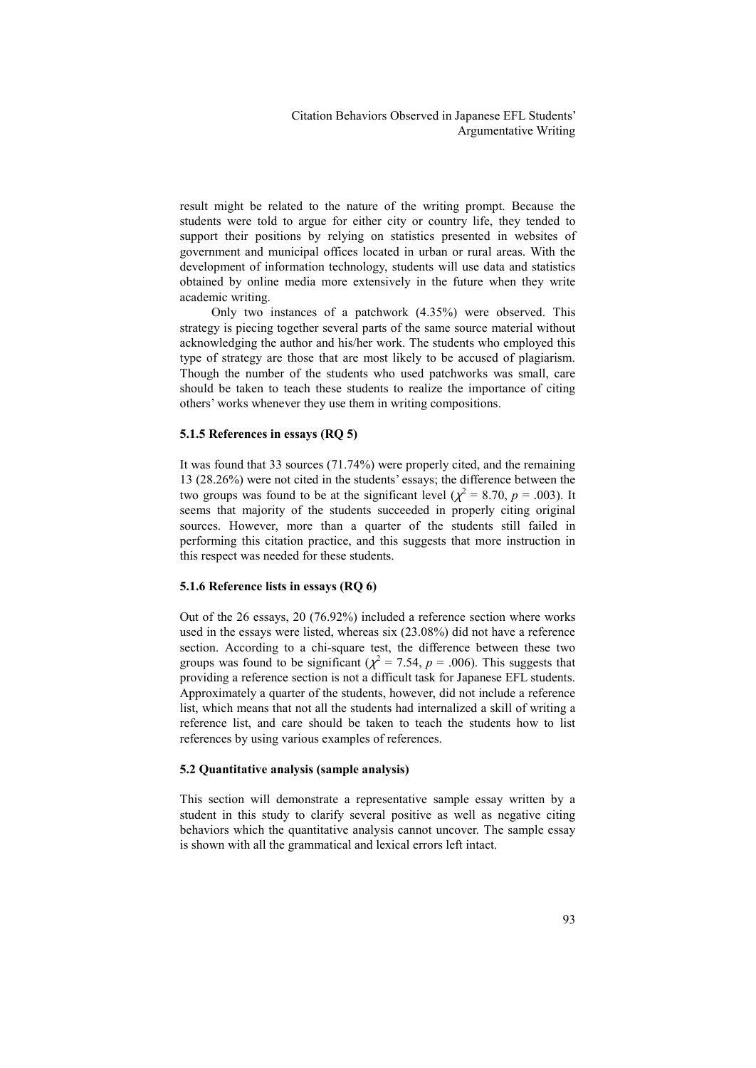result might be related to the nature of the writing prompt. Because the students were told to argue for either city or country life, they tended to support their positions by relying on statistics presented in websites of government and municipal offices located in urban or rural areas. With the development of information technology, students will use data and statistics obtained by online media more extensively in the future when they write academic writing.

Only two instances of a patchwork (4.35%) were observed. This strategy is piecing together several parts of the same source material without acknowledging the author and his/her work. The students who employed this type of strategy are those that are most likely to be accused of plagiarism. Though the number of the students who used patchworks was small, care should be taken to teach these students to realize the importance of citing others' works whenever they use them in writing compositions.

#### 5.1.5 References in essays (RQ 5)

It was found that 33 sources (71.74%) were properly cited, and the remaining 13 (28.26%) were not cited in the students' essays; the difference between the two groups was found to be at the significant level ($\chi^2 = 8.70$, $p = .003$). It seems that majority of the students succeeded in properly citing original sources. However, more than a quarter of the students still failed in performing this citation practice, and this suggests that more instruction in this respect was needed for these students.

#### 5.1.6 Reference lists in essays (RQ 6)

Out of the 26 essays, 20 (76.92%) included a reference section where works used in the essays were listed, whereas six (23.08%) did not have a reference section. According to a chi-square test, the difference between these two groups was found to be significant ($\chi^2 = 7.54$, $p = .006$). This suggests that providing a reference section is not a difficult task for Japanese EFL students. Approximately a quarter of the students, however, did not include a reference list, which means that not all the students had internalized a skill of writing a reference list, and care should be taken to teach the students how to list references by using various examples of references.

### 5.2 Quantitative analysis (sample analysis)

This section will demonstrate a representative sample essay written by a student in this study to clarify several positive as well as negative citing behaviors which the quantitative analysis cannot uncover. The sample essay is shown with all the grammatical and lexical errors left intact.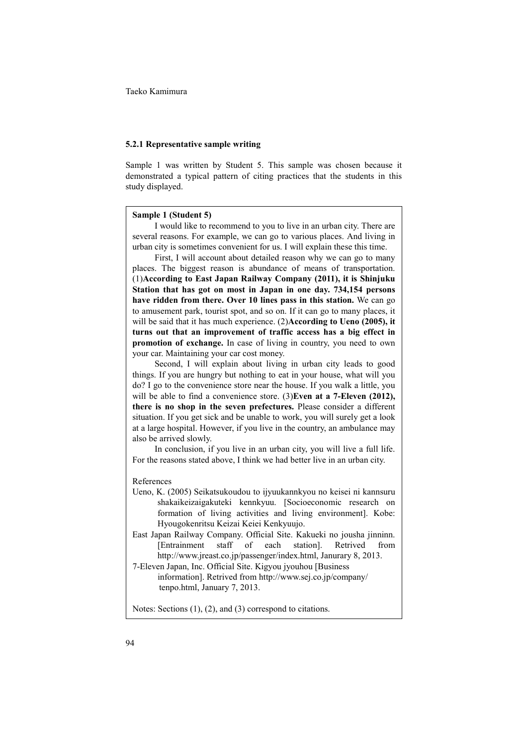### 5.2.1 Representative sample writing

Sample 1 was written by Student 5. This sample was chosen because it demonstrated a typical pattern of citing practices that the students in this study displayed.

> **Sample 1 (Student 5)**
>
> I would like to recommend to you to live in an urban city. There are several reasons. For example, we can go to various places. And living in urban city is sometimes convenient for us. I will explain these this time.
>
> First, I will account about detailed reason why we can go to many places. The biggest reason is abundance of means of transportation. (1)**According to East Japan Railway Company (2011), it is Shinjuku Station that has got on most in Japan in one day. 734,154 persons have ridden from there. Over 10 lines pass in this station.** We can go to amusement park, tourist spot, and so on. If it can go to many places, it will be said that it has much experience. (2)**According to Ueno (2005), it turns out that an improvement of traffic access has a big effect in promotion of exchange.** In case of living in country, you need to own your car. Maintaining your car cost money.
>
> Second, I will explain about living in urban city leads to good things. If you are hungry but nothing to eat in your house, what will you do? I go to the convenience store near the house. If you walk a little, you will be able to find a convenience store. (3)**Even at a 7-Eleven (2012), there is no shop in the seven prefectures.** Please consider a different situation. If you get sick and be unable to work, you will surely get a look at a large hospital. However, if you live in the country, an ambulance may also be arrived slowly.
>
> In conclusion, if you live in an urban city, you will live a full life. For the reasons stated above, I think we had better live in an urban city.
>
> References
>
> Ueno, K. (2005) Seikatsukoudou to ijyuukannkyou no keisei ni kannsuru shakaikeizaigakuteki kennkyuu. [Socioeconomic research on formation of living activities and living environment]. Kobe: Hyougokenritsu Keizai Keiei Kenkyuujo.
>
> East Japan Railway Company. Official Site. Kakueki no jousha jinninn. [Entrainment staff of each station]. Retrived from http://www.jreast.co.jp/passenger/index.html, Janurary 8, 2013.
>
> 7-Eleven Japan, Inc. Official Site. Kigyou jyouhou [Business information]. Retrived from http://www.sej.co.jp/company/tenpo.html, January 7, 2013.
>
> Notes: Sections (1), (2), and (3) correspond to citations.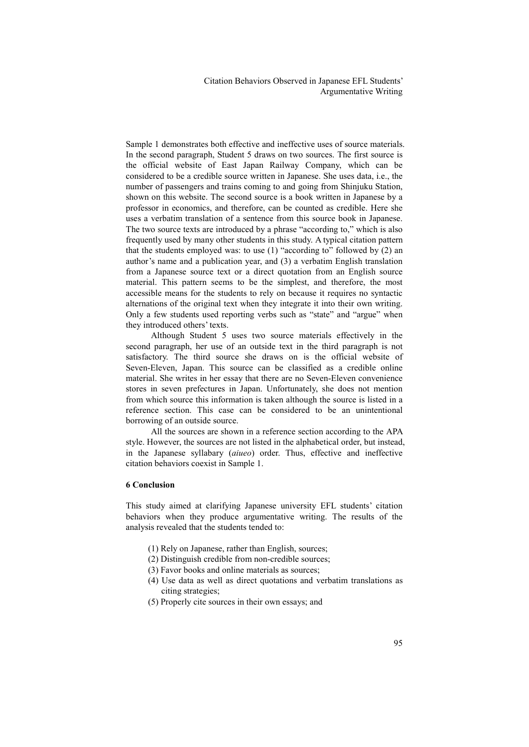Sample 1 demonstrates both effective and ineffective uses of source materials. In the second paragraph, Student 5 draws on two sources. The first source is the official website of East Japan Railway Company, which can be considered to be a credible source written in Japanese. She uses data, i.e., the number of passengers and trains coming to and going from Shinjuku Station, shown on this website. The second source is a book written in Japanese by a professor in economics, and therefore, can be counted as credible. Here she uses a verbatim translation of a sentence from this source book in Japanese. The two source texts are introduced by a phrase "according to," which is also frequently used by many other students in this study. A typical citation pattern that the students employed was: to use (1) "according to" followed by (2) an author's name and a publication year, and (3) a verbatim English translation from a Japanese source text or a direct quotation from an English source material. This pattern seems to be the simplest, and therefore, the most accessible means for the students to rely on because it requires no syntactic alternations of the original text when they integrate it into their own writing. Only a few students used reporting verbs such as "state" and "argue" when they introduced others' texts.

Although Student 5 uses two source materials effectively in the second paragraph, her use of an outside text in the third paragraph is not satisfactory. The third source she draws on is the official website of Seven-Eleven, Japan. This source can be classified as a credible online material. She writes in her essay that there are no Seven-Eleven convenience stores in seven prefectures in Japan. Unfortunately, she does not mention from which source this information is taken although the source is listed in a reference section. This case can be considered to be an unintentional borrowing of an outside source.

All the sources are shown in a reference section according to the APA style. However, the sources are not listed in the alphabetical order, but instead, in the Japanese syllabary (*aiueo*) order. Thus, effective and ineffective citation behaviors coexist in Sample 1.

## 6 Conclusion

This study aimed at clarifying Japanese university EFL students' citation behaviors when they produce argumentative writing. The results of the analysis revealed that the students tended to:

(1) Rely on Japanese, rather than English, sources;
(2) Distinguish credible from non-credible sources;
(3) Favor books and online materials as sources;
(4) Use data as well as direct quotations and verbatim translations as citing strategies;
(5) Properly cite sources in their own essays; and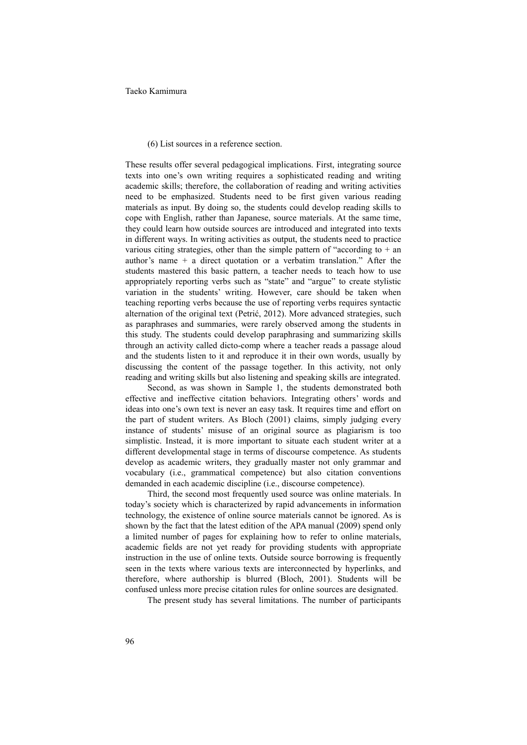(6) List sources in a reference section.

These results offer several pedagogical implications. First, integrating source texts into one's own writing requires a sophisticated reading and writing academic skills; therefore, the collaboration of reading and writing activities need to be emphasized. Students need to be first given various reading materials as input. By doing so, the students could develop reading skills to cope with English, rather than Japanese, source materials. At the same time, they could learn how outside sources are introduced and integrated into texts in different ways. In writing activities as output, the students need to practice various citing strategies, other than the simple pattern of "according to + an author's name + a direct quotation or a verbatim translation." After the students mastered this basic pattern, a teacher needs to teach how to use appropriately reporting verbs such as "state" and "argue" to create stylistic variation in the students' writing. However, care should be taken when teaching reporting verbs because the use of reporting verbs requires syntactic alternation of the original text (Petrić, 2012). More advanced strategies, such as paraphrases and summaries, were rarely observed among the students in this study. The students could develop paraphrasing and summarizing skills through an activity called dicto-comp where a teacher reads a passage aloud and the students listen to it and reproduce it in their own words, usually by discussing the content of the passage together. In this activity, not only reading and writing skills but also listening and speaking skills are integrated.

Second, as was shown in Sample 1, the students demonstrated both effective and ineffective citation behaviors. Integrating others' words and ideas into one's own text is never an easy task. It requires time and effort on the part of student writers. As Bloch (2001) claims, simply judging every instance of students' misuse of an original source as plagiarism is too simplistic. Instead, it is more important to situate each student writer at a different developmental stage in terms of discourse competence. As students develop as academic writers, they gradually master not only grammar and vocabulary (i.e., grammatical competence) but also citation conventions demanded in each academic discipline (i.e., discourse competence).

Third, the second most frequently used source was online materials. In today's society which is characterized by rapid advancements in information technology, the existence of online source materials cannot be ignored. As is shown by the fact that the latest edition of the APA manual (2009) spend only a limited number of pages for explaining how to refer to online materials, academic fields are not yet ready for providing students with appropriate instruction in the use of online texts. Outside source borrowing is frequently seen in the texts where various texts are interconnected by hyperlinks, and therefore, where authorship is blurred (Bloch, 2001). Students will be confused unless more precise citation rules for online sources are designated.

The present study has several limitations. The number of participants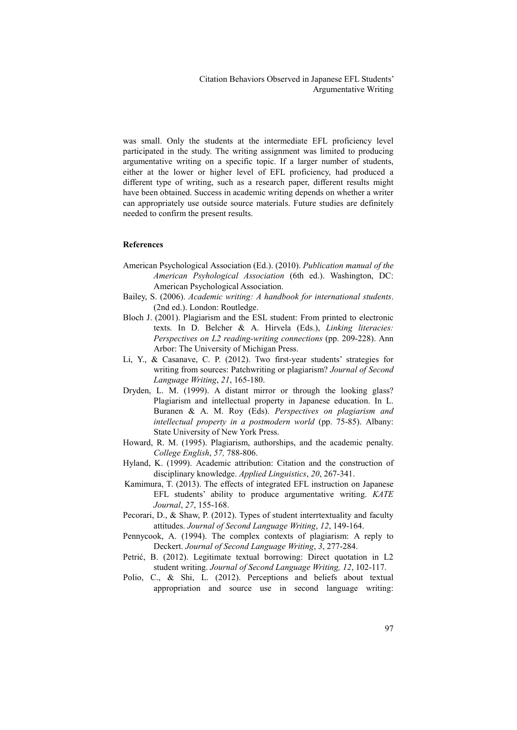was small. Only the students at the intermediate EFL proficiency level participated in the study. The writing assignment was limited to producing argumentative writing on a specific topic. If a larger number of students, either at the lower or higher level of EFL proficiency, had produced a different type of writing, such as a research paper, different results might have been obtained. Success in academic writing depends on whether a writer can appropriately use outside source materials. Future studies are definitely needed to confirm the present results.

## References

American Psychological Association (Ed.). (2010). *Publication manual of the American Psyhological Association* (6th ed.). Washington, DC: American Psychological Association.

Bailey, S. (2006). *Academic writing: A handbook for international students*. (2nd ed.). London: Routledge.

Bloch J. (2001). Plagiarism and the ESL student: From printed to electronic texts. In D. Belcher & A. Hirvela (Eds.), *Linking literacies: Perspectives on L2 reading-writing connections* (pp. 209-228). Ann Arbor: The University of Michigan Press.

Li, Y., & Casanave, C. P. (2012). Two first-year students' strategies for writing from sources: Patchwriting or plagiarism? *Journal of Second Language Writing*, *21*, 165-180.

Dryden, L. M. (1999). A distant mirror or through the looking glass? Plagiarism and intellectual property in Japanese education. In L. Buranen & A. M. Roy (Eds). *Perspectives on plagiarism and intellectual property in a postmodern world* (pp. 75-85). Albany: State University of New York Press.

Howard, R. M. (1995). Plagiarism, authorships, and the academic penalty. *College English*, *57,* 788-806.

Hyland, K. (1999). Academic attribution: Citation and the construction of disciplinary knowledge. *Applied Linguistics*, *20*, 267-341.

Kamimura, T. (2013). The effects of integrated EFL instruction on Japanese EFL students' ability to produce argumentative writing. *KATE Journal*, *27*, 155-168.

Pecorari, D., & Shaw, P. (2012). Types of student interrtextuality and faculty attitudes. *Journal of Second Language Writing*, *12*, 149-164.

Pennycook, A. (1994). The complex contexts of plagiarism: A reply to Deckert. *Journal of Second Language Writing*, *3*, 277-284.

Petrić, B. (2012). Legitimate textual borrowing: Direct quotation in L2 student writing. *Journal of Second Language Writing, 12*, 102-117.

Polio, C., & Shi, L. (2012). Perceptions and beliefs about textual appropriation and source use in second language writing: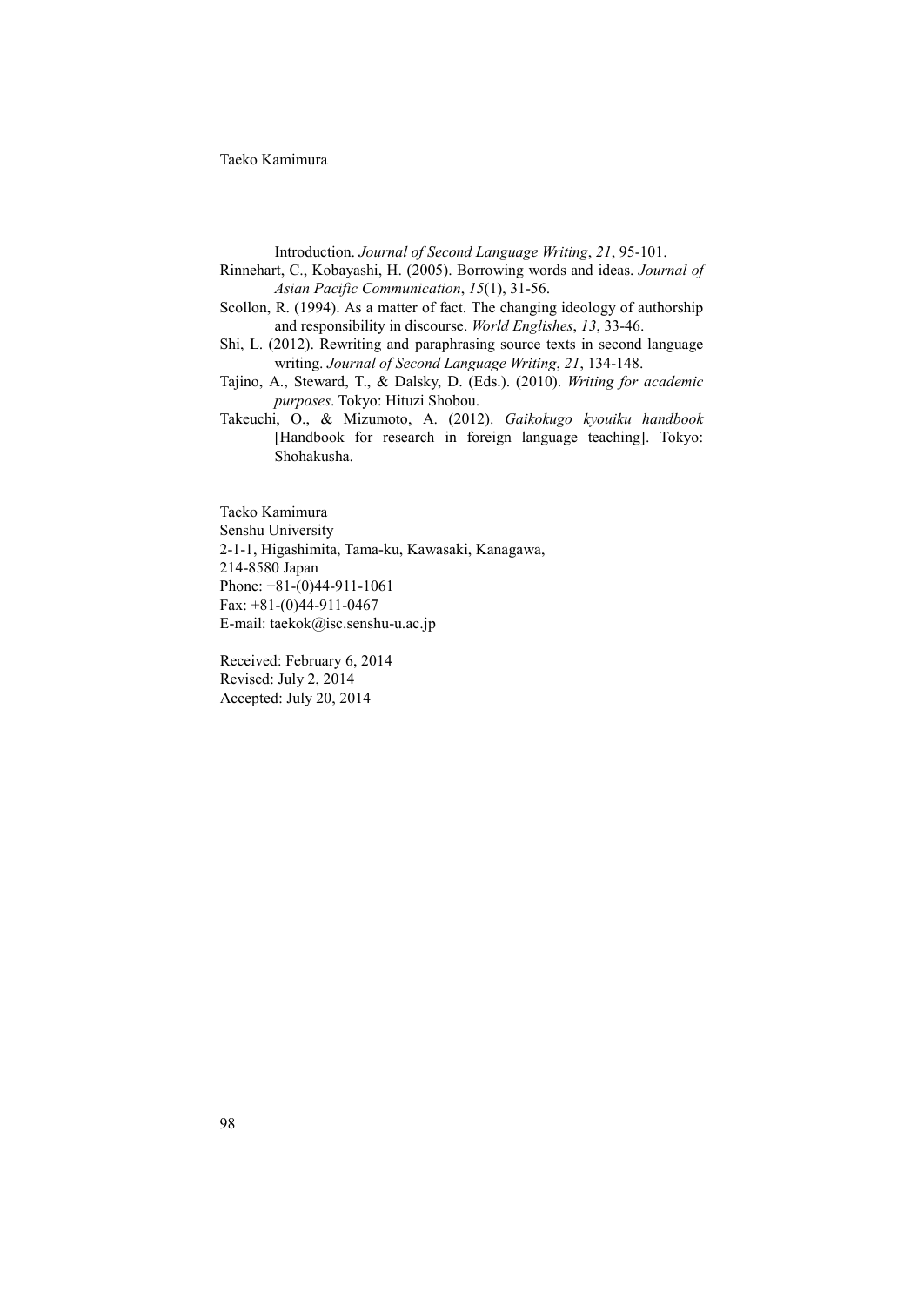Introduction. *Journal of Second Language Writing*, *21*, 95-101.

Rinnehart, C., Kobayashi, H. (2005). Borrowing words and ideas. *Journal of Asian Pacific Communication*, *15*(1), 31-56.

Scollon, R. (1994). As a matter of fact. The changing ideology of authorship and responsibility in discourse. *World Englishes*, *13*, 33-46.

Shi, L. (2012). Rewriting and paraphrasing source texts in second language writing. *Journal of Second Language Writing*, *21*, 134-148.

Tajino, A., Steward, T., & Dalsky, D. (Eds.). (2010). *Writing for academic purposes*. Tokyo: Hituzi Shobou.

Takeuchi, O., & Mizumoto, A. (2012). *Gaikokugo kyouiku handbook* [Handbook for research in foreign language teaching]. Tokyo: Shohakusha.

Taeko Kamimura
Senshu University
2-1-1, Higashimita, Tama-ku, Kawasaki, Kanagawa,
214-8580 Japan
Phone: +81-(0)44-911-1061
Fax: +81-(0)44-911-0467
E-mail: taekok@isc.senshu-u.ac.jp

Received: February 6, 2014
Revised: July 2, 2014
Accepted: July 20, 2014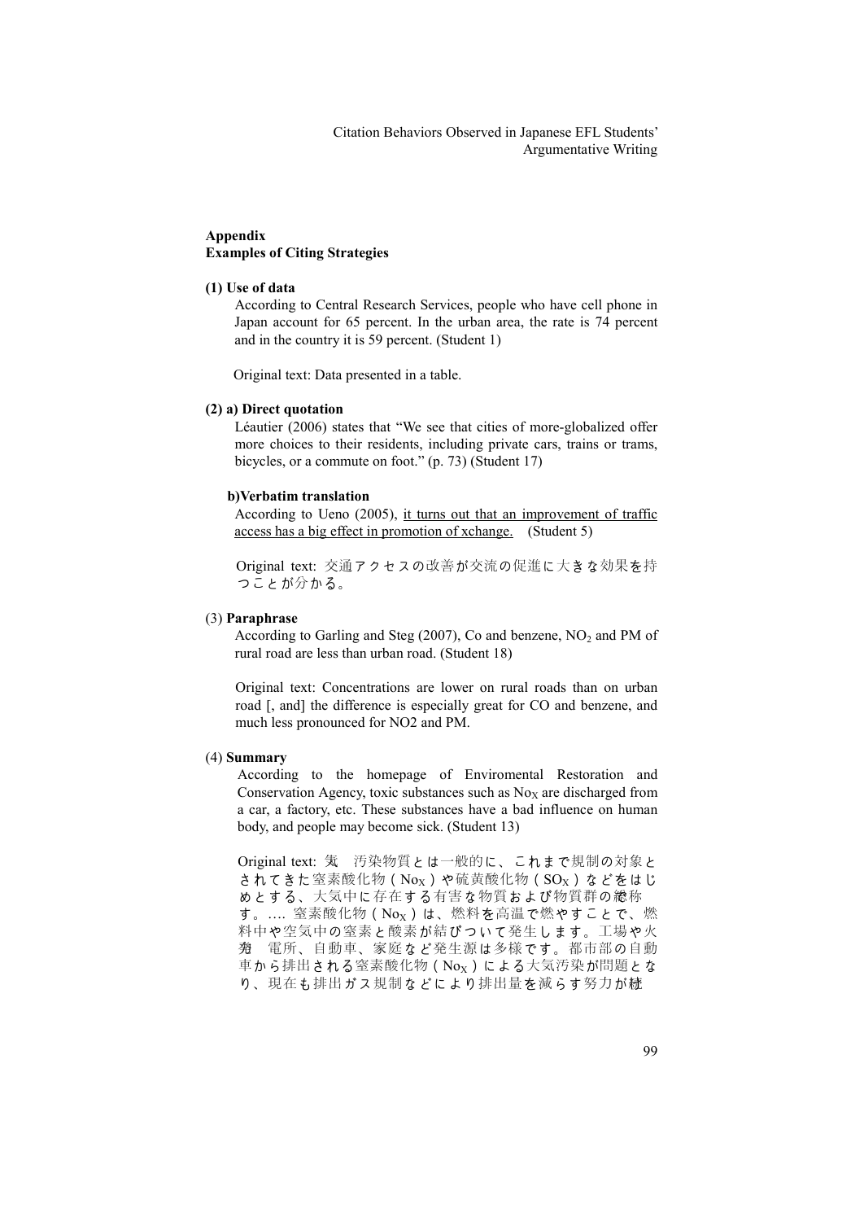## Appendix

## Examples of Citing Strategies

**(1) Use of data**

According to Central Research Services, people who have cell phone in Japan account for 65 percent. In the urban area, the rate is 74 percent and in the country it is 59 percent. (Student 1)

Original text: Data presented in a table.

**(2) a) Direct quotation**

Léautier (2006) states that "We see that cities of more-globalized offer more choices to their residents, including private cars, trains or trams, bicycles, or a commute on foot." (p. 73) (Student 17)

**b)Verbatim translation**

According to Ueno (2005), <u>it turns out that an improvement of traffic access has a big effect in promotion of xchange.</u> (Student 5)

Original text: 交通アクセスの改善が交流の促進に大きな効果を持つことが分かる。

(3) **Paraphrase**

According to Garling and Steg (2007), Co and benzene, $NO_2$ and PM of rural road are less than urban road. (Student 18)

Original text: Concentrations are lower on rural roads than on urban road [, and] the difference is especially great for CO and benzene, and much less pronounced for NO2 and PM.

(4) **Summary**

According to the homepage of Enviromental Restoration and Conservation Agency, toxic substances such as $No_X$ are discharged from a car, a factory, etc. These substances have a bad influence on human body, and people may become sick. (Student 13)

Original text: 大気汚染物質とは一般的に、これまで規制の対象とされてきた窒素酸化物（$No_X$）や硫黄酸化物（$SO_X$）などをはじめとする、大気中に存在する有害な物質および物質群の総称です。.... 窒素酸化物（$No_X$）は、燃料を高温で燃やすことで、燃料中や空気中の窒素と酸素が結びついて発生します。工場や火力発電所、自動車、家庭など発生源は多様です。都市部の自動車から排出される窒素酸化物（$No_X$）による大気汚染が問題となり、現在も排出ガス規制などにより排出量を減らす努力が続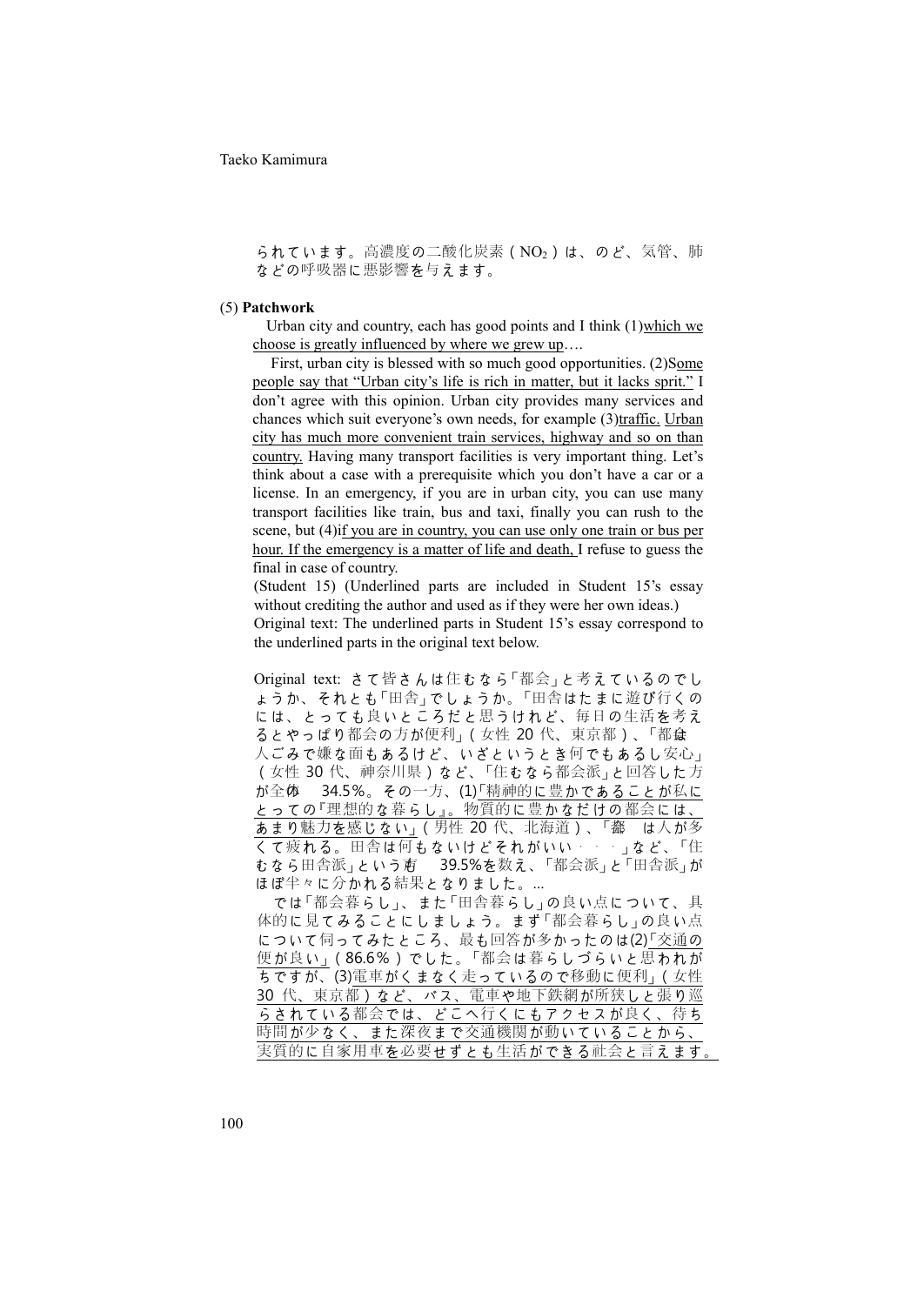られています。高濃度の二酸化炭素（$NO_2$）は、のど、気管、肺などの呼吸器に悪影響を与えます。

(5) **Patchwork**

Urban city and country, each has good points and I think (1)which we choose is greatly influenced by where we grew up….

First, urban city is blessed with so much good opportunities. (2)Some people say that "Urban city's life is rich in matter, but it lacks sprit." I don't agree with this opinion. Urban city provides many services and chances which suit everyone's own needs, for example (3)traffic. Urban city has much more convenient train services, highway and so on than country. Having many transport facilities is very important thing. Let's think about a case with a prerequisite which you don't have a car or a license. In an emergency, if you are in urban city, you can use many transport facilities like train, bus and taxi, finally you can rush to the scene, but (4)if you are in country, you can use only one train or bus per hour. If the emergency is a matter of life and death, I refuse to guess the final in case of country.

(Student 15) (Underlined parts are included in Student 15's essay without crediting the author and used as if they were her own ideas.)

Original text: The underlined parts in Student 15's essay correspond to the underlined parts in the original text below.

Original text: さて皆さんは住むなら「都会」と考えているのでしょうか、それとも「田舎」でしょうか。「田舎はたまに遊び行くのには、とっても良いところだと思うけれど、毎日の生活を考えるとやっぱり都会の方が便利」（女性 20 代、東京都）、「都会は人ごみで嫌な面もあるけど、いざというとき何でもあるし安心」（女性 30 代、神奈川県）など、「住むなら都会派」と回答した方が全体の 34.5%。その一方、(1)「精神的に豊かであることが私にとっての『理想的な暮らし』。物質的に豊かなだけの都会には、あまり魅力を感じない」（男性 20 代、北海道）、「都会は人が多くて疲れる。田舎は何もないけどそれがいい・・・」など、「住むなら田舎派」という方も 39.5%を数え、「都会派」と「田舎派」がほぼ半々に分かれる結果となりました。...

では「都会暮らし」、また「田舎暮らし」の良い点について、具体的に見てみることにしましょう。まず「都会暮らし」の良い点について伺ってみたところ、最も回答が多かったのは(2)「交通の便が良い」（86.6%）でした。「都会は暮らしづらいと思われがちですが、(3)電車がくまなく走っているので移動に便利」（女性 30 代、東京都）など、バス、電車や地下鉄網が所狭しと張り巡らされている都会では、どこへ行くにもアクセスが良く、待ち時間が少なく、また深夜まで交通機関が動いていることから、実質的に自家用車を必要せずとも生活ができる社会と言えます。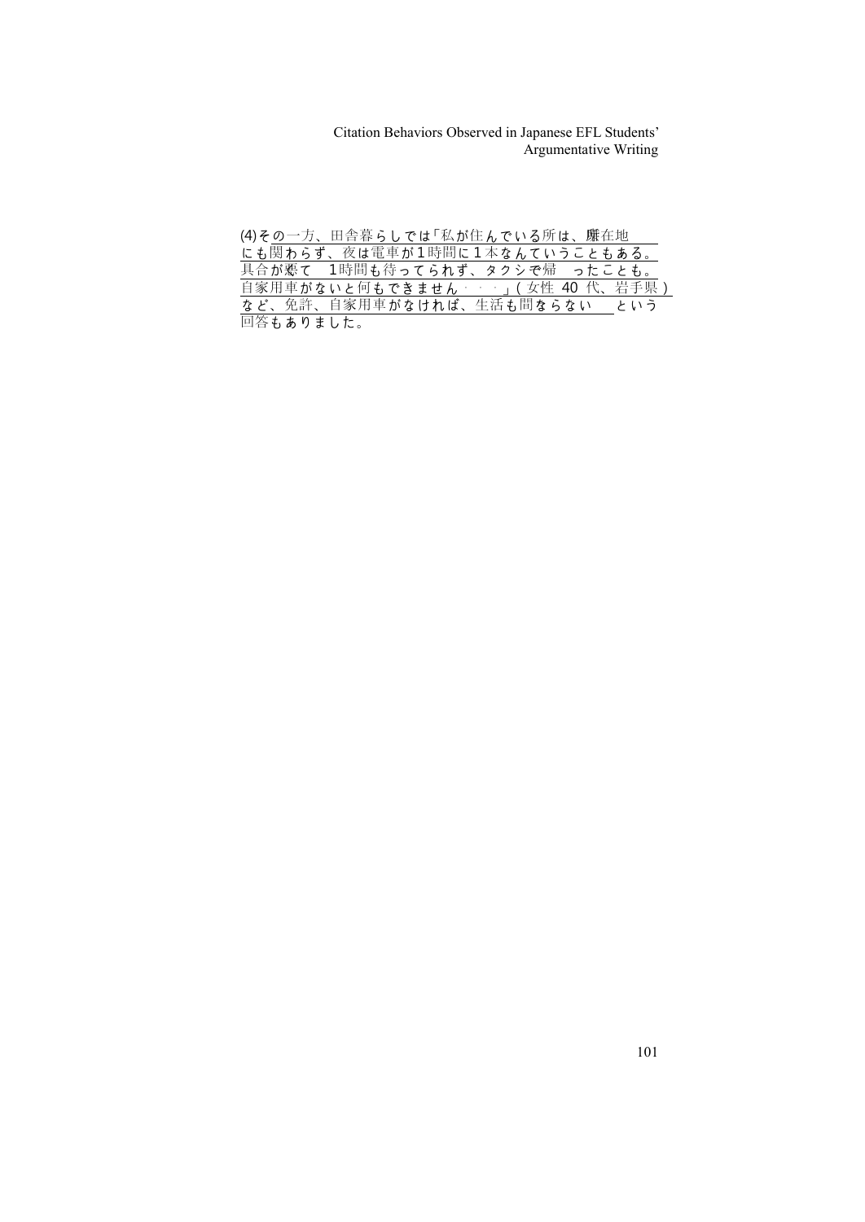(4)その一方、田舎暮らしでは「私が住んでいる所は、県庁在地にも関わらず、夜は電車が1時間に1本なんていうこともある。具合が悪くて 1時間も待ってられず、タクシで帰 ったことも。自家用車がないと何もできません・・・」(女性 40 代、岩手県)など、免許、自家用車がなければ、生活も間ならない という回答もありました。